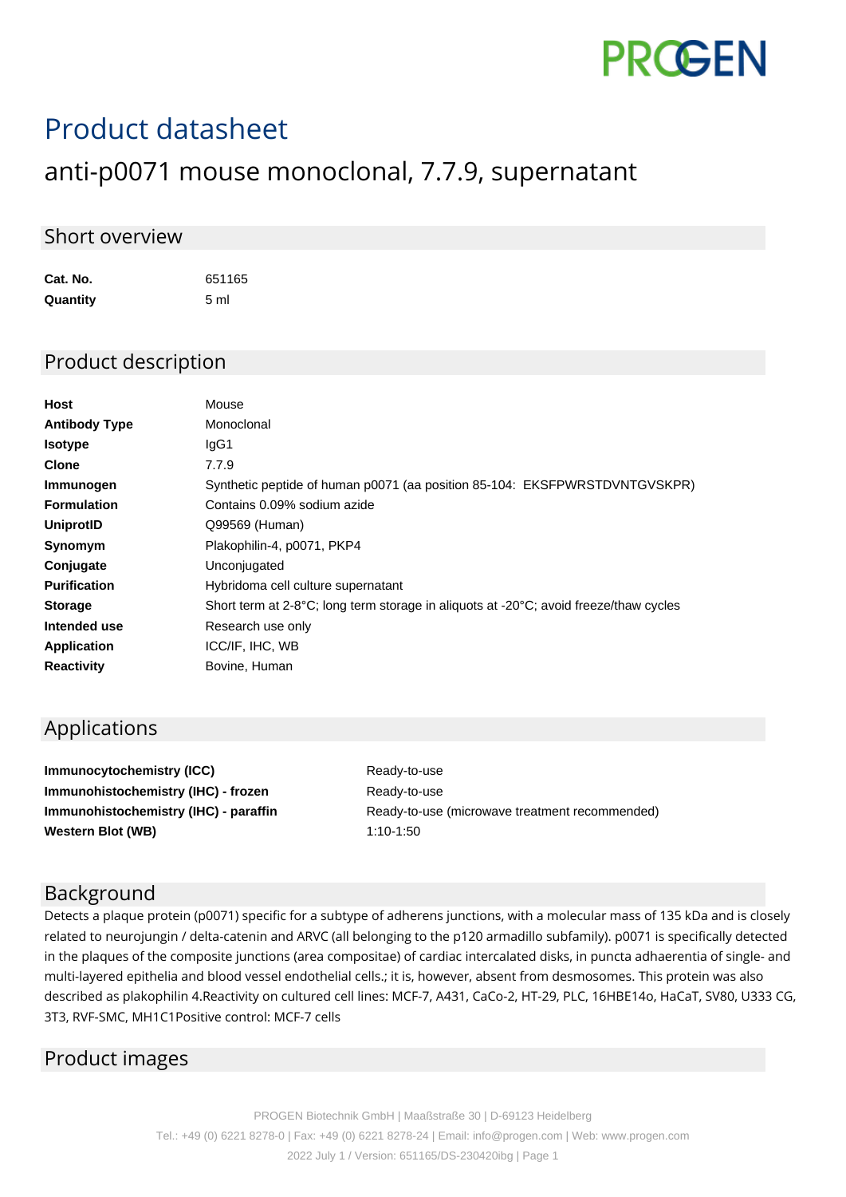PROGEN

# Product datasheet

## anti-p0071 mouse monoclonal, 7.7.9, supernatant

### Short overview

| | |
|---|---|
| **Cat. No.** | 651165 |
| **Quantity** | 5 ml |

### Product description

| | |
|---|---|
| **Host** | Mouse |
| **Antibody Type** | Monoclonal |
| **Isotype** | IgG1 |
| **Clone** | 7.7.9 |
| **Immunogen** | Synthetic peptide of human p0071 (aa position 85-104: EKSFPWRSTDVNTGVSKPR) |
| **Formulation** | Contains 0.09% sodium azide |
| **UniprotID** | Q99569 (Human) |
| **Synomym** | Plakophilin-4, p0071, PKP4 |
| **Conjugate** | Unconjugated |
| **Purification** | Hybridoma cell culture supernatant |
| **Storage** | Short term at 2-8°C; long term storage in aliquots at -20°C; avoid freeze/thaw cycles |
| **Intended use** | Research use only |
| **Application** | ICC/IF, IHC, WB |
| **Reactivity** | Bovine, Human |

### Applications

| | |
|---|---|
| **Immunocytochemistry (ICC)** | Ready-to-use |
| **Immunohistochemistry (IHC) - frozen** | Ready-to-use |
| **Immunohistochemistry (IHC) - paraffin** | Ready-to-use (microwave treatment recommended) |
| **Western Blot (WB)** | 1:10-1:50 |

### Background

Detects a plaque protein (p0071) specific for a subtype of adherens junctions, with a molecular mass of 135 kDa and is closely related to neurojungin / delta-catenin and ARVC (all belonging to the p120 armadillo subfamily). p0071 is specifically detected in the plaques of the composite junctions (area compositae) of cardiac intercalated disks, in puncta adhaerentia of single- and multi-layered epithelia and blood vessel endothelial cells.; it is, however, absent from desmosomes. This protein was also described as plakophilin 4.Reactivity on cultured cell lines: MCF-7, A431, CaCo-2, HT-29, PLC, 16HBE14o, HaCaT, SV80, U333 CG, 3T3, RVF-SMC, MH1C1Positive control: MCF-7 cells

### Product images

PROGEN Biotechnik GmbH | Maaßstraße 30 | D-69123 Heidelberg
Tel.: +49 (0) 6221 8278-0 | Fax: +49 (0) 6221 8278-24 | Email: info@progen.com | Web: www.progen.com
2022 July 1 / Version: 651165/DS-230420ibg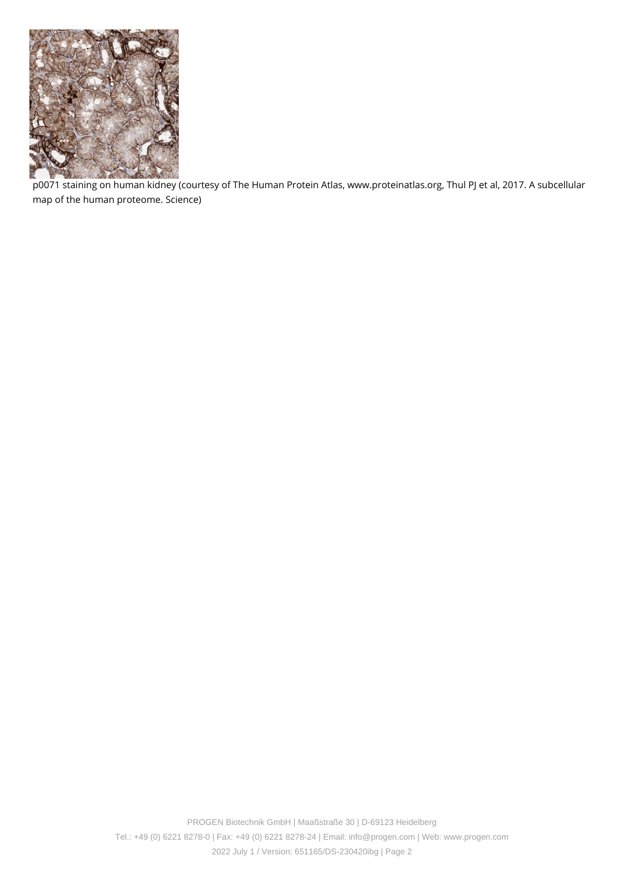p0071 staining on human kidney (courtesy of The Human Protein Atlas, www.proteinatlas.org, Thul PJ et al, 2017. A subcellular map of the human proteome. Science)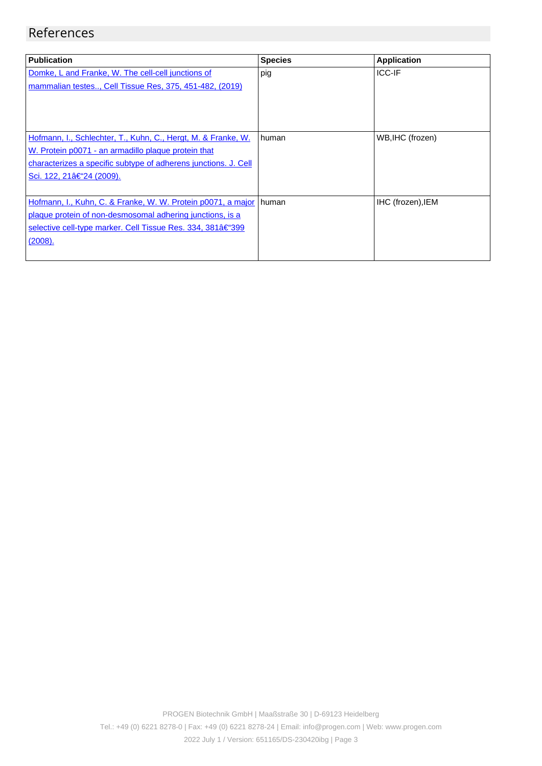## References

| Publication | Species | Application |
| --- | --- | --- |
| Domke, L and Franke, W. The cell-cell junctions of mammalian testes.., Cell Tissue Res, 375, 451-482, (2019) | pig | ICC-IF |
| Hofmann, I., Schlechter, T., Kuhn, C., Hergt, M. & Franke, W. W. Protein p0071 - an armadillo plaque protein that characterizes a specific subtype of adherens junctions. J. Cell Sci. 122, 21â€"24 (2009). | human | WB,IHC (frozen) |
| Hofmann, I., Kuhn, C. & Franke, W. W. Protein p0071, a major plaque protein of non-desmosomal adhering junctions, is a selective cell-type marker. Cell Tissue Res. 334, 381â€"399 (2008). | human | IHC (frozen),IEM |

PROGEN Biotechnik GmbH | Maaßstraße 30 | D-69123 Heidelberg
Tel.: +49 (0) 6221 8278-0 | Fax: +49 (0) 6221 8278-24 | Email: info@progen.com | Web: www.progen.com
2022 July 1 / Version: 651165/DS-230420ibg